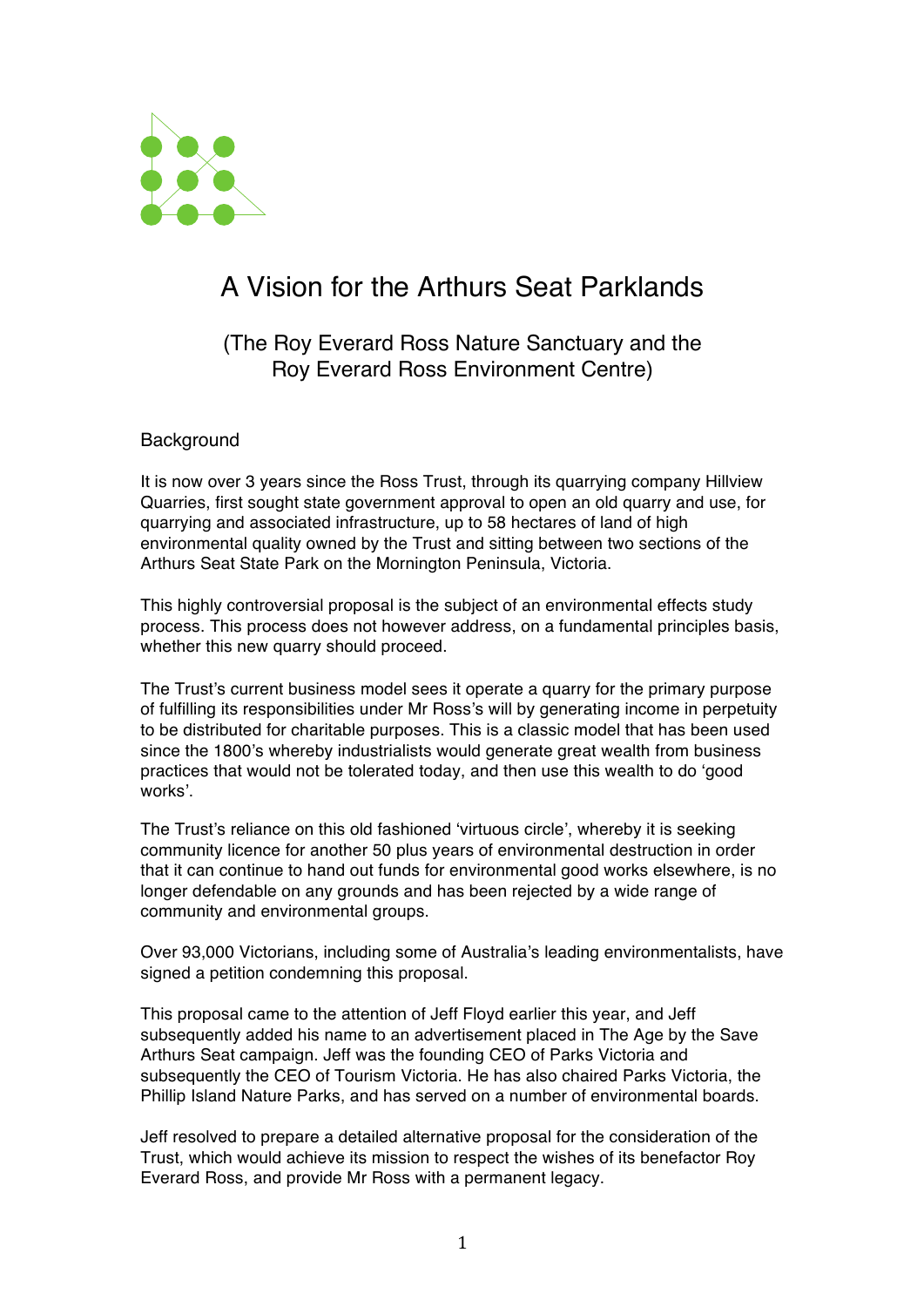# A Vision for the Arthurs Seat Parklands

## (The Roy Everard Ross Nature Sanctuary and the Roy Everard Ross Environment Centre)

### Background

It is now over 3 years since the Ross Trust, through its quarrying company Hillview Quarries, first sought state government approval to open an old quarry and use, for quarrying and associated infrastructure, up to 58 hectares of land of high environmental quality owned by the Trust and sitting between two sections of the Arthurs Seat State Park on the Mornington Peninsula, Victoria.

This highly controversial proposal is the subject of an environmental effects study process. This process does not however address, on a fundamental principles basis, whether this new quarry should proceed.

The Trust's current business model sees it operate a quarry for the primary purpose of fulfilling its responsibilities under Mr Ross's will by generating income in perpetuity to be distributed for charitable purposes. This is a classic model that has been used since the 1800's whereby industrialists would generate great wealth from business practices that would not be tolerated today, and then use this wealth to do 'good works'.

The Trust's reliance on this old fashioned 'virtuous circle', whereby it is seeking community licence for another 50 plus years of environmental destruction in order that it can continue to hand out funds for environmental good works elsewhere, is no longer defendable on any grounds and has been rejected by a wide range of community and environmental groups.

Over 93,000 Victorians, including some of Australia's leading environmentalists, have signed a petition condemning this proposal.

This proposal came to the attention of Jeff Floyd earlier this year, and Jeff subsequently added his name to an advertisement placed in The Age by the Save Arthurs Seat campaign. Jeff was the founding CEO of Parks Victoria and subsequently the CEO of Tourism Victoria. He has also chaired Parks Victoria, the Phillip Island Nature Parks, and has served on a number of environmental boards.

Jeff resolved to prepare a detailed alternative proposal for the consideration of the Trust, which would achieve its mission to respect the wishes of its benefactor Roy Everard Ross, and provide Mr Ross with a permanent legacy.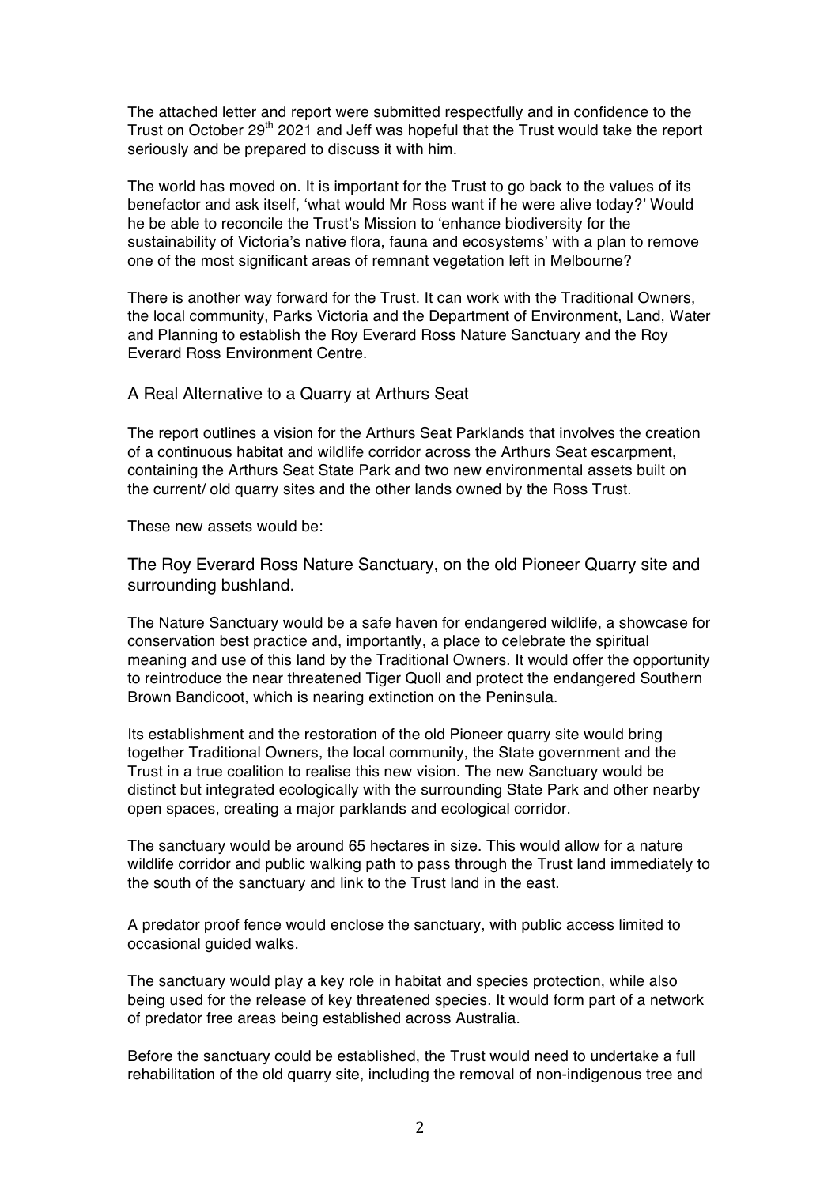The attached letter and report were submitted respectfully and in confidence to the Trust on October 29th 2021 and Jeff was hopeful that the Trust would take the report seriously and be prepared to discuss it with him.

The world has moved on. It is important for the Trust to go back to the values of its benefactor and ask itself, 'what would Mr Ross want if he were alive today?' Would he be able to reconcile the Trust's Mission to 'enhance biodiversity for the sustainability of Victoria's native flora, fauna and ecosystems' with a plan to remove one of the most significant areas of remnant vegetation left in Melbourne?

There is another way forward for the Trust. It can work with the Traditional Owners, the local community, Parks Victoria and the Department of Environment, Land, Water and Planning to establish the Roy Everard Ross Nature Sanctuary and the Roy Everard Ross Environment Centre.

## A Real Alternative to a Quarry at Arthurs Seat

The report outlines a vision for the Arthurs Seat Parklands that involves the creation of a continuous habitat and wildlife corridor across the Arthurs Seat escarpment, containing the Arthurs Seat State Park and two new environmental assets built on the current/ old quarry sites and the other lands owned by the Ross Trust.

These new assets would be:

### The Roy Everard Ross Nature Sanctuary, on the old Pioneer Quarry site and surrounding bushland.

The Nature Sanctuary would be a safe haven for endangered wildlife, a showcase for conservation best practice and, importantly, a place to celebrate the spiritual meaning and use of this land by the Traditional Owners. It would offer the opportunity to reintroduce the near threatened Tiger Quoll and protect the endangered Southern Brown Bandicoot, which is nearing extinction on the Peninsula.

Its establishment and the restoration of the old Pioneer quarry site would bring together Traditional Owners, the local community, the State government and the Trust in a true coalition to realise this new vision. The new Sanctuary would be distinct but integrated ecologically with the surrounding State Park and other nearby open spaces, creating a major parklands and ecological corridor.

The sanctuary would be around 65 hectares in size. This would allow for a nature wildlife corridor and public walking path to pass through the Trust land immediately to the south of the sanctuary and link to the Trust land in the east.

A predator proof fence would enclose the sanctuary, with public access limited to occasional guided walks.

The sanctuary would play a key role in habitat and species protection, while also being used for the release of key threatened species. It would form part of a network of predator free areas being established across Australia.

Before the sanctuary could be established, the Trust would need to undertake a full rehabilitation of the old quarry site, including the removal of non-indigenous tree and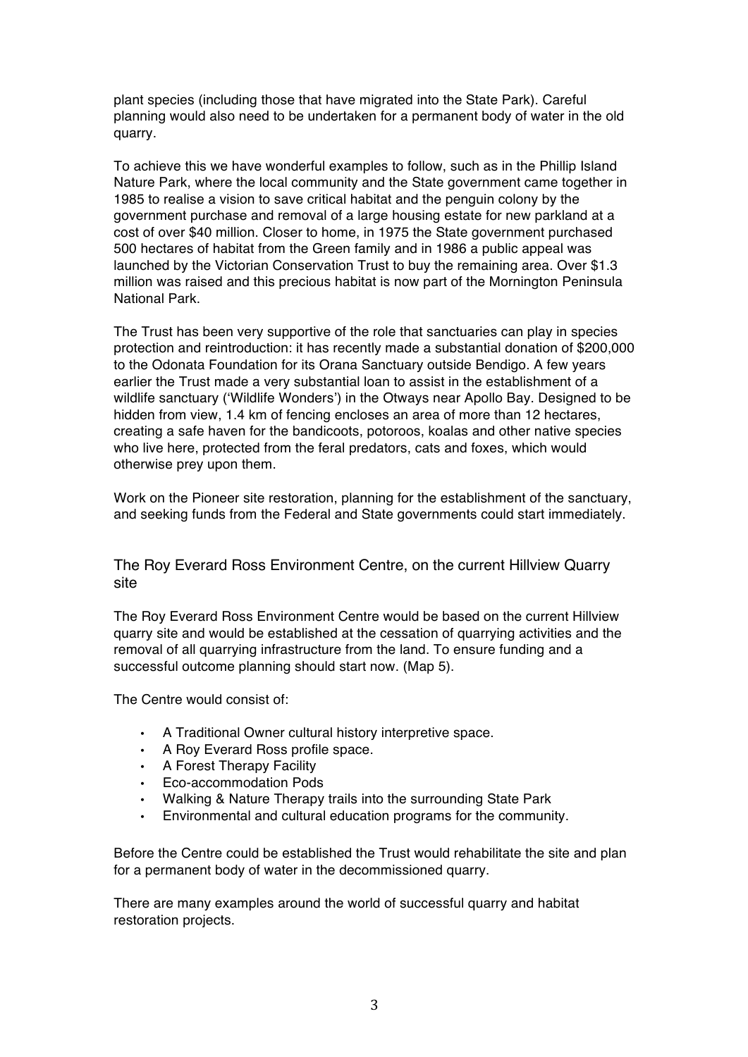plant species (including those that have migrated into the State Park). Careful planning would also need to be undertaken for a permanent body of water in the old quarry.

To achieve this we have wonderful examples to follow, such as in the Phillip Island Nature Park, where the local community and the State government came together in 1985 to realise a vision to save critical habitat and the penguin colony by the government purchase and removal of a large housing estate for new parkland at a cost of over $40 million. Closer to home, in 1975 the State government purchased 500 hectares of habitat from the Green family and in 1986 a public appeal was launched by the Victorian Conservation Trust to buy the remaining area. Over $1.3 million was raised and this precious habitat is now part of the Mornington Peninsula National Park.

The Trust has been very supportive of the role that sanctuaries can play in species protection and reintroduction: it has recently made a substantial donation of $200,000 to the Odonata Foundation for its Orana Sanctuary outside Bendigo. A few years earlier the Trust made a very substantial loan to assist in the establishment of a wildlife sanctuary ('Wildlife Wonders') in the Otways near Apollo Bay. Designed to be hidden from view, 1.4 km of fencing encloses an area of more than 12 hectares, creating a safe haven for the bandicoots, potoroos, koalas and other native species who live here, protected from the feral predators, cats and foxes, which would otherwise prey upon them.

Work on the Pioneer site restoration, planning for the establishment of the sanctuary, and seeking funds from the Federal and State governments could start immediately.

## The Roy Everard Ross Environment Centre, on the current Hillview Quarry site

The Roy Everard Ross Environment Centre would be based on the current Hillview quarry site and would be established at the cessation of quarrying activities and the removal of all quarrying infrastructure from the land. To ensure funding and a successful outcome planning should start now. (Map 5).

The Centre would consist of:

- A Traditional Owner cultural history interpretive space.
- A Roy Everard Ross profile space.
- A Forest Therapy Facility
- Eco-accommodation Pods
- Walking & Nature Therapy trails into the surrounding State Park
- Environmental and cultural education programs for the community.

Before the Centre could be established the Trust would rehabilitate the site and plan for a permanent body of water in the decommissioned quarry.

There are many examples around the world of successful quarry and habitat restoration projects.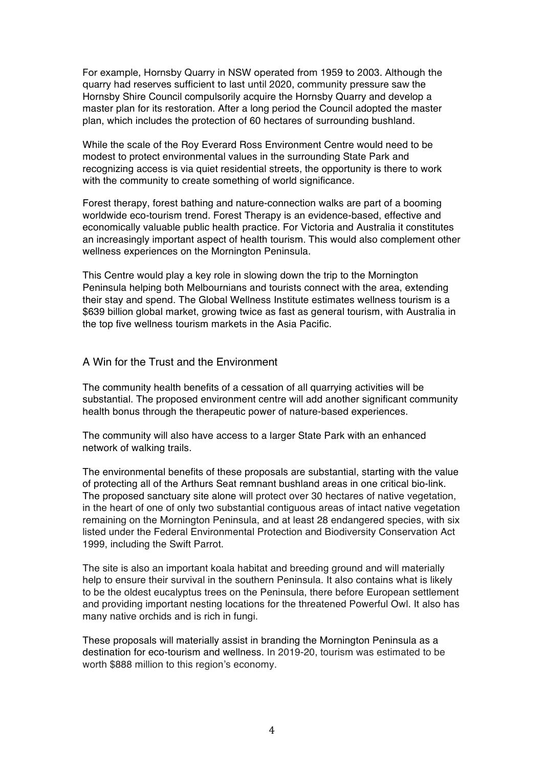For example, Hornsby Quarry in NSW operated from 1959 to 2003. Although the quarry had reserves sufficient to last until 2020, community pressure saw the Hornsby Shire Council compulsorily acquire the Hornsby Quarry and develop a master plan for its restoration. After a long period the Council adopted the master plan, which includes the protection of 60 hectares of surrounding bushland.

While the scale of the Roy Everard Ross Environment Centre would need to be modest to protect environmental values in the surrounding State Park and recognizing access is via quiet residential streets, the opportunity is there to work with the community to create something of world significance.

Forest therapy, forest bathing and nature-connection walks are part of a booming worldwide eco-tourism trend. Forest Therapy is an evidence-based, effective and economically valuable public health practice. For Victoria and Australia it constitutes an increasingly important aspect of health tourism. This would also complement other wellness experiences on the Mornington Peninsula.

This Centre would play a key role in slowing down the trip to the Mornington Peninsula helping both Melbournians and tourists connect with the area, extending their stay and spend. The Global Wellness Institute estimates wellness tourism is a $639 billion global market, growing twice as fast as general tourism, with Australia in the top five wellness tourism markets in the Asia Pacific.

## A Win for the Trust and the Environment

The community health benefits of a cessation of all quarrying activities will be substantial. The proposed environment centre will add another significant community health bonus through the therapeutic power of nature-based experiences.

The community will also have access to a larger State Park with an enhanced network of walking trails.

The environmental benefits of these proposals are substantial, starting with the value of protecting all of the Arthurs Seat remnant bushland areas in one critical bio-link. The proposed sanctuary site alone will protect over 30 hectares of native vegetation, in the heart of one of only two substantial contiguous areas of intact native vegetation remaining on the Mornington Peninsula, and at least 28 endangered species, with six listed under the Federal Environmental Protection and Biodiversity Conservation Act 1999, including the Swift Parrot.

The site is also an important koala habitat and breeding ground and will materially help to ensure their survival in the southern Peninsula. It also contains what is likely to be the oldest eucalyptus trees on the Peninsula, there before European settlement and providing important nesting locations for the threatened Powerful Owl. It also has many native orchids and is rich in fungi.

These proposals will materially assist in branding the Mornington Peninsula as a destination for eco-tourism and wellness. In 2019-20, tourism was estimated to be worth $888 million to this region's economy.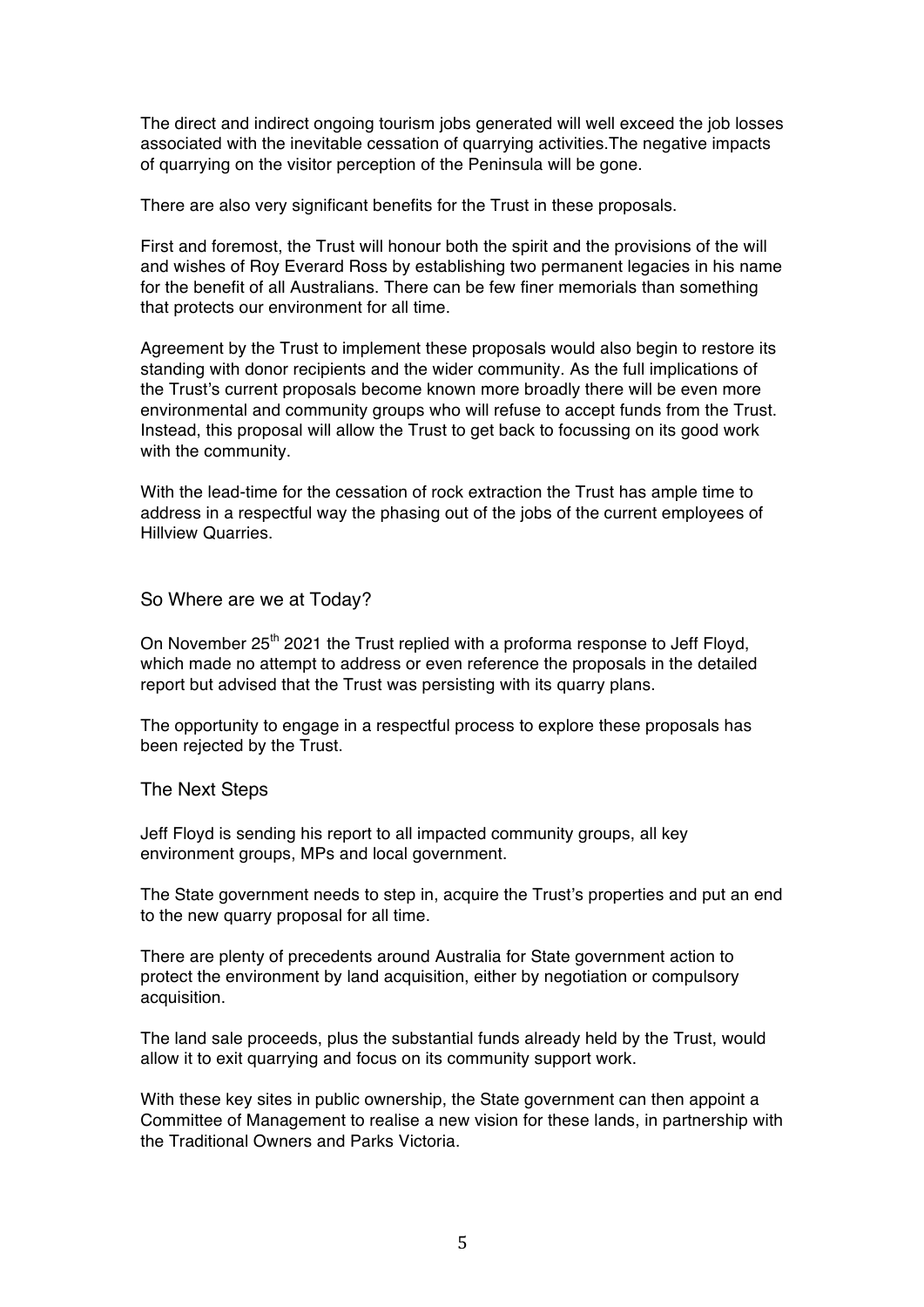The direct and indirect ongoing tourism jobs generated will well exceed the job losses associated with the inevitable cessation of quarrying activities.The negative impacts of quarrying on the visitor perception of the Peninsula will be gone.

There are also very significant benefits for the Trust in these proposals.

First and foremost, the Trust will honour both the spirit and the provisions of the will and wishes of Roy Everard Ross by establishing two permanent legacies in his name for the benefit of all Australians. There can be few finer memorials than something that protects our environment for all time.

Agreement by the Trust to implement these proposals would also begin to restore its standing with donor recipients and the wider community. As the full implications of the Trust's current proposals become known more broadly there will be even more environmental and community groups who will refuse to accept funds from the Trust. Instead, this proposal will allow the Trust to get back to focussing on its good work with the community.

With the lead-time for the cessation of rock extraction the Trust has ample time to address in a respectful way the phasing out of the jobs of the current employees of Hillview Quarries.

## So Where are we at Today?

On November 25th 2021 the Trust replied with a proforma response to Jeff Floyd, which made no attempt to address or even reference the proposals in the detailed report but advised that the Trust was persisting with its quarry plans.

The opportunity to engage in a respectful process to explore these proposals has been rejected by the Trust.

## The Next Steps

Jeff Floyd is sending his report to all impacted community groups, all key environment groups, MPs and local government.

The State government needs to step in, acquire the Trust's properties and put an end to the new quarry proposal for all time.

There are plenty of precedents around Australia for State government action to protect the environment by land acquisition, either by negotiation or compulsory acquisition.

The land sale proceeds, plus the substantial funds already held by the Trust, would allow it to exit quarrying and focus on its community support work.

With these key sites in public ownership, the State government can then appoint a Committee of Management to realise a new vision for these lands, in partnership with the Traditional Owners and Parks Victoria.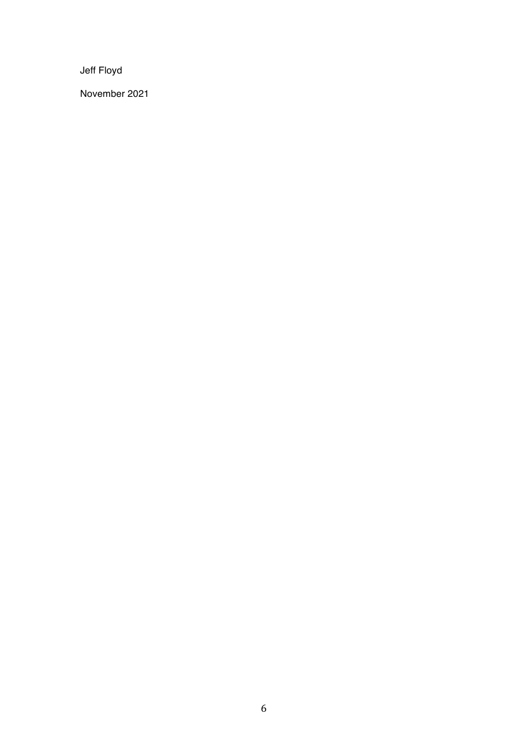Jeff Floyd

November 2021